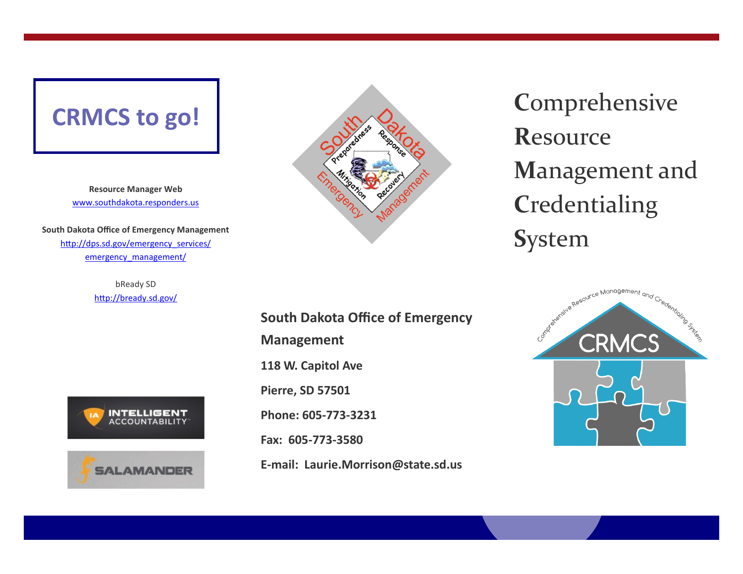# CRMCS to go!

**Resource Manager Web**
www.southdakota.responders.us

**South Dakota Office of Emergency Management**
http://dps.sd.gov/emergency_services/emergency_management/

bReady SD
http://bready.sd.gov/

# Comprehensive Resource Management and Credentialing System

**South Dakota Office of Emergency Management**

**118 W. Capitol Ave**

**Pierre, SD 57501**

**Phone: 605-773-3231**

**Fax: 605-773-3580**

**E-mail: Laurie.Morrison@state.sd.us**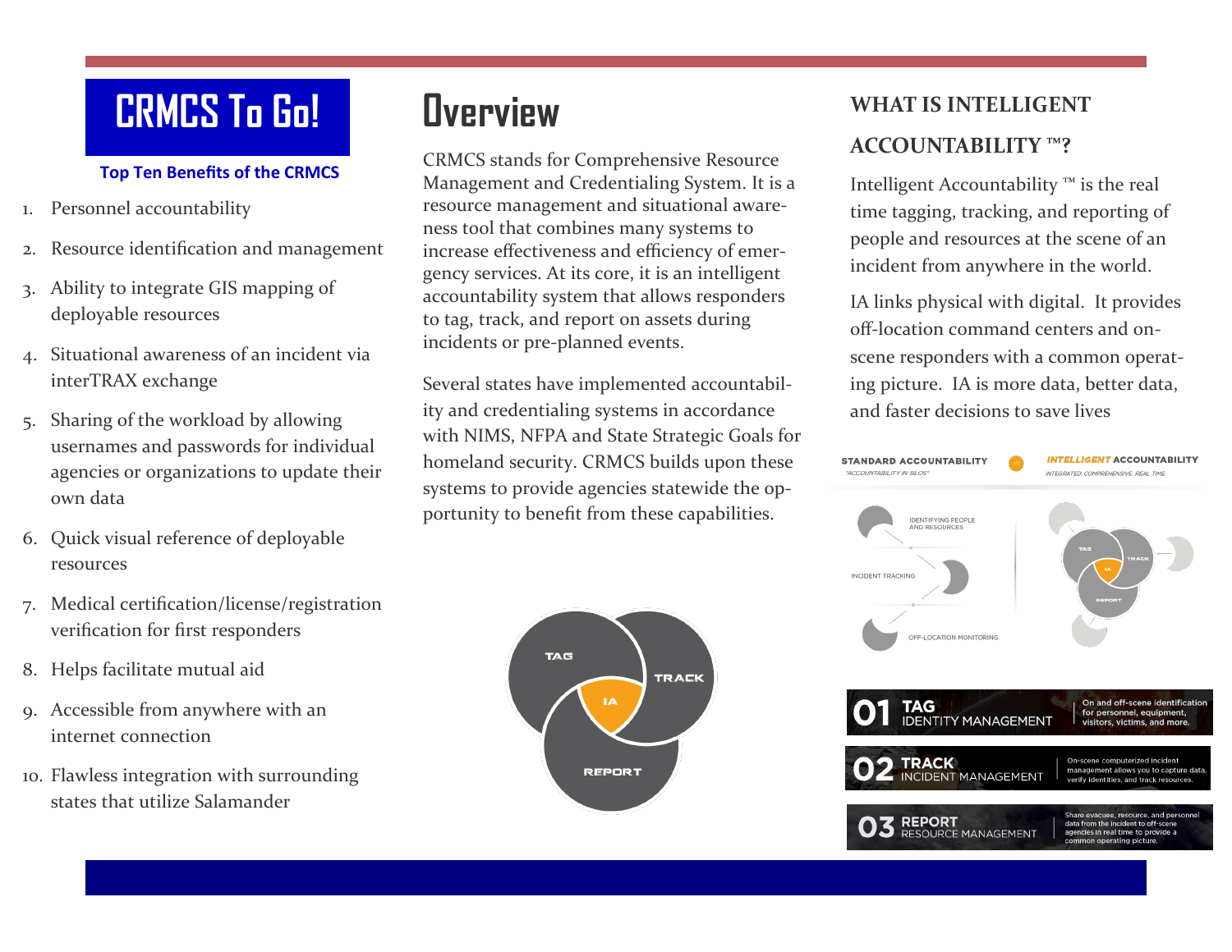# CRMCS To Go!

**Top Ten Benefits of the CRMCS**

1. Personnel accountability
2. Resource identification and management
3. Ability to integrate GIS mapping of deployable resources
4. Situational awareness of an incident via interTRAX exchange
5. Sharing of the workload by allowing usernames and passwords for individual agencies or organizations to update their own data
6. Quick visual reference of deployable resources
7. Medical certification/license/registration verification for first responders
8. Helps facilitate mutual aid
9. Accessible from anywhere with an internet connection
10. Flawless integration with surrounding states that utilize Salamander

# Overview

CRMCS stands for Comprehensive Resource Management and Credentialing System. It is a resource management and situational awareness tool that combines many systems to increase effectiveness and efficiency of emergency services. At its core, it is an intelligent accountability system that allows responders to tag, track, and report on assets during incidents or pre-planned events.

Several states have implemented accountability and credentialing systems in accordance with NIMS, NFPA and State Strategic Goals for homeland security. CRMCS builds upon these systems to provide agencies statewide the opportunity to benefit from these capabilities.

TAG
TRACK
IA
REPORT

## WHAT IS INTELLIGENT ACCOUNTABILITY ™?

Intelligent Accountability ™ is the real time tagging, tracking, and reporting of people and resources at the scene of an incident from anywhere in the world.

IA links physical with digital. It provides off-location command centers and on-scene responders with a common operating picture. IA is more data, better data, and faster decisions to save lives

STANDARD ACCOUNTABILITY
"ACCOUNTABILITY IN SILOS"
VS
INTELLIGENT ACCOUNTABILITY
INTEGRATED, COMPREHENSIVE, REAL TIME

IDENTIFYING PEOPLE AND RESOURCES
INCIDENT TRACKING
OFF-LOCATION MONITORING

TAG
TRACK
IA
REPORT

**01 TAG** IDENTITY MANAGEMENT — On and off-scene identification for personnel, equipment, visitors, victims, and more.

**02 TRACK** INCIDENT MANAGEMENT — On-scene computerized incident management allows you to capture data, verify identities, and track resources.

**03 REPORT** RESOURCE MANAGEMENT — Share evacuee, resource, and personnel data from the incident to off-scene agencies in real time to provide a common operating picture.